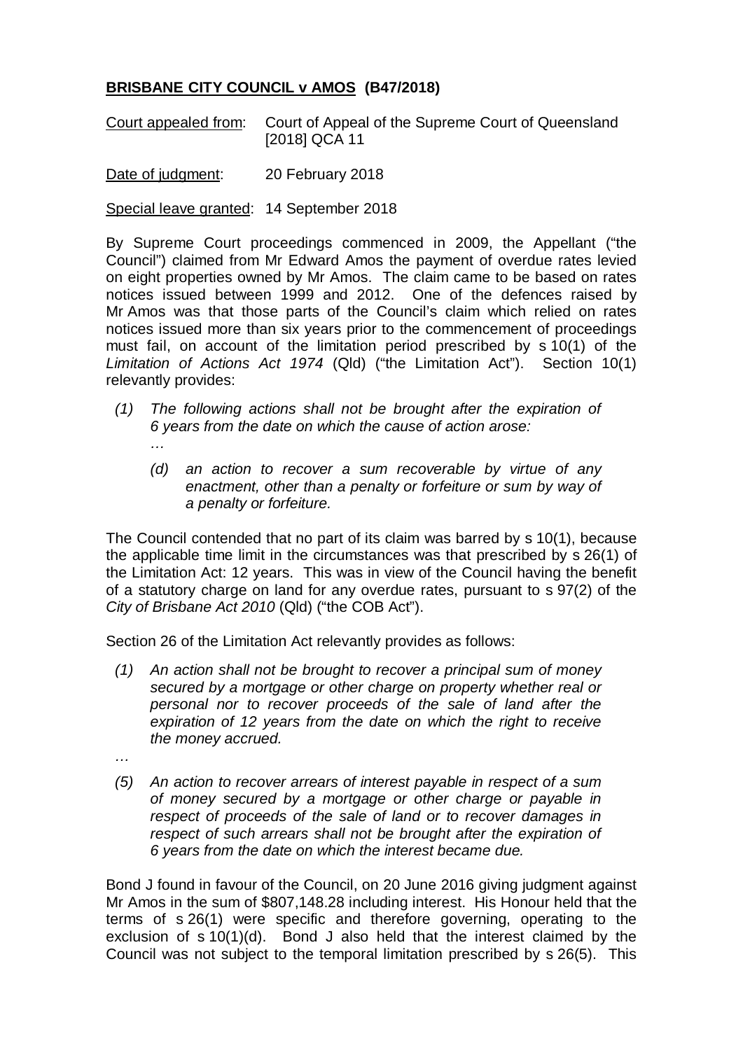## **BRISBANE CITY COUNCIL v AMOS (B47/2018)**

Court appealed from: Court of Appeal of the Supreme Court of Queensland [2018] QCA 11

Date of judgment: 20 February 2018

Special leave granted: 14 September 2018

By Supreme Court proceedings commenced in 2009, the Appellant ("the Council") claimed from Mr Edward Amos the payment of overdue rates levied on eight properties owned by Mr Amos. The claim came to be based on rates notices issued between 1999 and 2012. One of the defences raised by Mr Amos was that those parts of the Council's claim which relied on rates notices issued more than six years prior to the commencement of proceedings must fail, on account of the limitation period prescribed by s 10(1) of the *Limitation of Actions Act 1974* (Qld) ("the Limitation Act"). Section 10(1) relevantly provides:

> *(1) The following actions shall not be brought after the expiration of 6 years from the date on which the cause of action arose:*
>
> *…*
>
> *(d) an action to recover a sum recoverable by virtue of any enactment, other than a penalty or forfeiture or sum by way of a penalty or forfeiture.*

The Council contended that no part of its claim was barred by s 10(1), because the applicable time limit in the circumstances was that prescribed by s 26(1) of the Limitation Act: 12 years. This was in view of the Council having the benefit of a statutory charge on land for any overdue rates, pursuant to s 97(2) of the *City of Brisbane Act 2010* (Qld) ("the COB Act").

Section 26 of the Limitation Act relevantly provides as follows:

> *(1) An action shall not be brought to recover a principal sum of money secured by a mortgage or other charge on property whether real or personal nor to recover proceeds of the sale of land after the expiration of 12 years from the date on which the right to receive the money accrued.*
>
> *…*
>
> *(5) An action to recover arrears of interest payable in respect of a sum of money secured by a mortgage or other charge or payable in respect of proceeds of the sale of land or to recover damages in respect of such arrears shall not be brought after the expiration of 6 years from the date on which the interest became due.*

Bond J found in favour of the Council, on 20 June 2016 giving judgment against Mr Amos in the sum of $807,148.28 including interest. His Honour held that the terms of s 26(1) were specific and therefore governing, operating to the exclusion of s 10(1)(d). Bond J also held that the interest claimed by the Council was not subject to the temporal limitation prescribed by s 26(5). This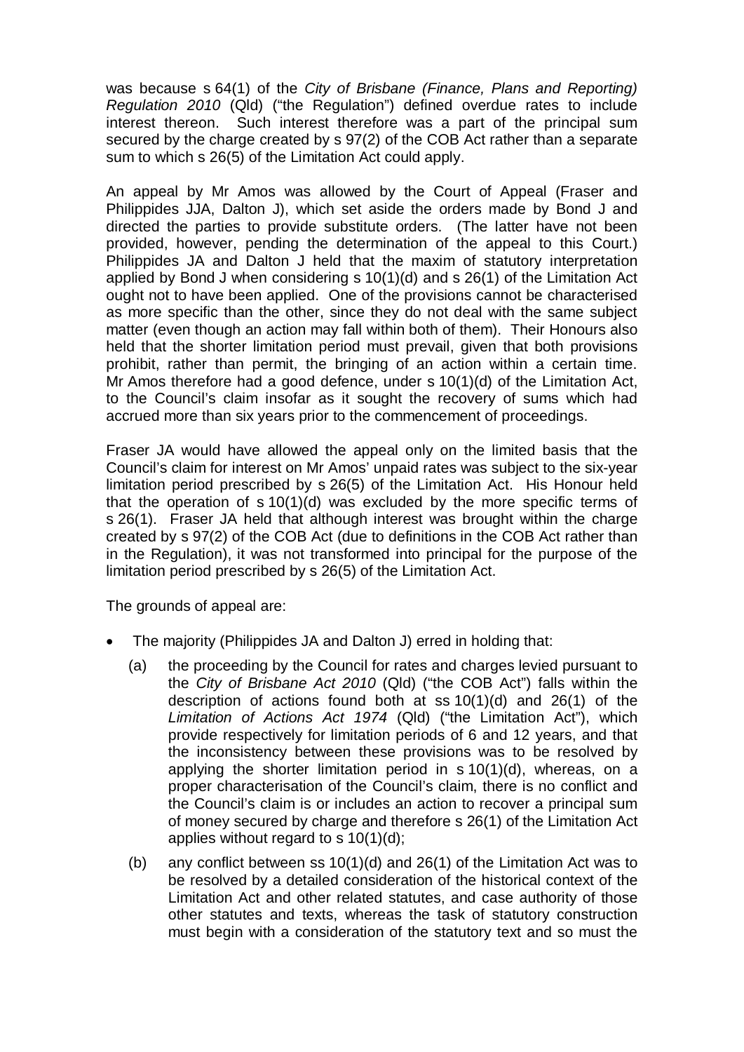was because s 64(1) of the *City of Brisbane (Finance, Plans and Reporting) Regulation 2010* (Qld) ("the Regulation") defined overdue rates to include interest thereon. Such interest therefore was a part of the principal sum secured by the charge created by s 97(2) of the COB Act rather than a separate sum to which s 26(5) of the Limitation Act could apply.

An appeal by Mr Amos was allowed by the Court of Appeal (Fraser and Philippides JJA, Dalton J), which set aside the orders made by Bond J and directed the parties to provide substitute orders. (The latter have not been provided, however, pending the determination of the appeal to this Court.) Philippides JA and Dalton J held that the maxim of statutory interpretation applied by Bond J when considering s 10(1)(d) and s 26(1) of the Limitation Act ought not to have been applied. One of the provisions cannot be characterised as more specific than the other, since they do not deal with the same subject matter (even though an action may fall within both of them). Their Honours also held that the shorter limitation period must prevail, given that both provisions prohibit, rather than permit, the bringing of an action within a certain time. Mr Amos therefore had a good defence, under s 10(1)(d) of the Limitation Act, to the Council's claim insofar as it sought the recovery of sums which had accrued more than six years prior to the commencement of proceedings.

Fraser JA would have allowed the appeal only on the limited basis that the Council's claim for interest on Mr Amos' unpaid rates was subject to the six-year limitation period prescribed by s 26(5) of the Limitation Act. His Honour held that the operation of s 10(1)(d) was excluded by the more specific terms of s 26(1). Fraser JA held that although interest was brought within the charge created by s 97(2) of the COB Act (due to definitions in the COB Act rather than in the Regulation), it was not transformed into principal for the purpose of the limitation period prescribed by s 26(5) of the Limitation Act.

The grounds of appeal are:

- The majority (Philippides JA and Dalton J) erred in holding that:
  - (a) the proceeding by the Council for rates and charges levied pursuant to the *City of Brisbane Act 2010* (Qld) ("the COB Act") falls within the description of actions found both at ss 10(1)(d) and 26(1) of the *Limitation of Actions Act 1974* (Qld) ("the Limitation Act"), which provide respectively for limitation periods of 6 and 12 years, and that the inconsistency between these provisions was to be resolved by applying the shorter limitation period in s 10(1)(d), whereas, on a proper characterisation of the Council's claim, there is no conflict and the Council's claim is or includes an action to recover a principal sum of money secured by charge and therefore s 26(1) of the Limitation Act applies without regard to s 10(1)(d);
  - (b) any conflict between ss 10(1)(d) and 26(1) of the Limitation Act was to be resolved by a detailed consideration of the historical context of the Limitation Act and other related statutes, and case authority of those other statutes and texts, whereas the task of statutory construction must begin with a consideration of the statutory text and so must the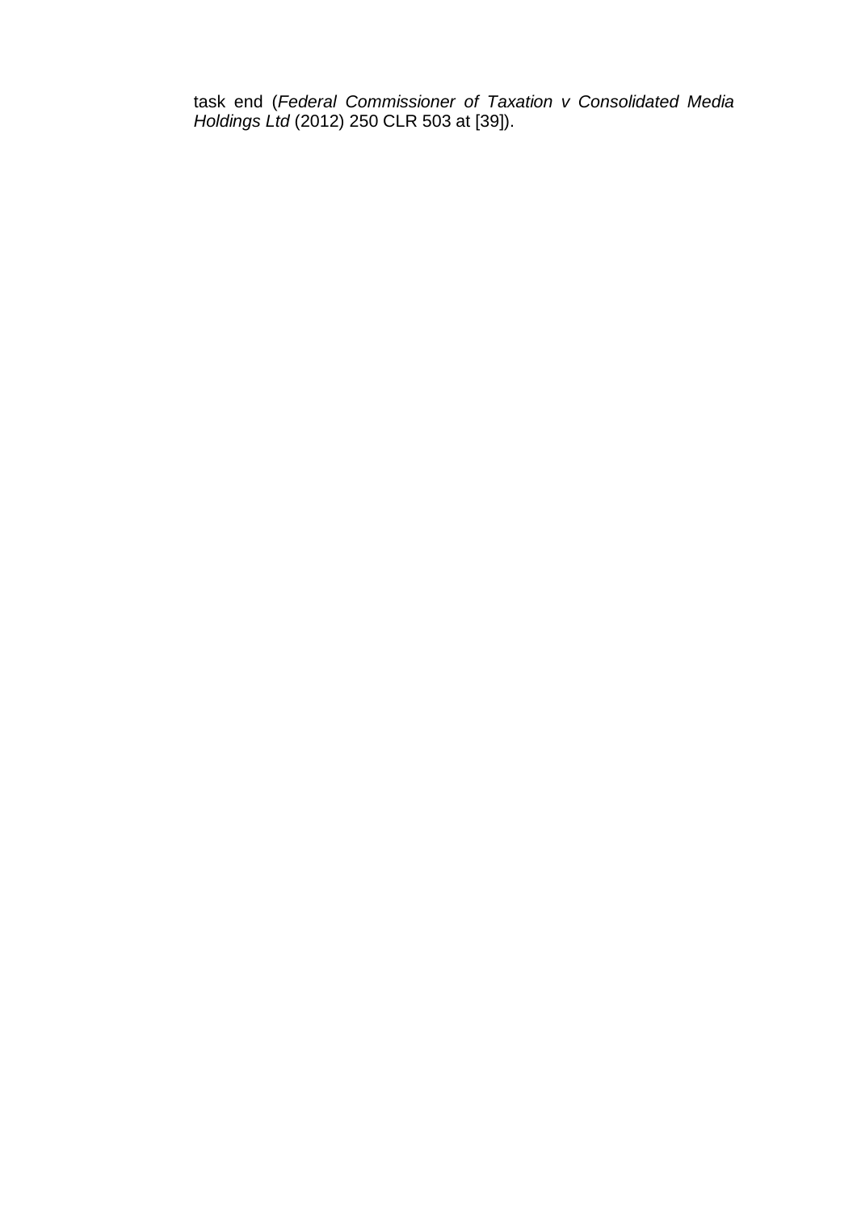task end (*Federal Commissioner of Taxation v Consolidated Media Holdings Ltd* (2012) 250 CLR 503 at [39]).